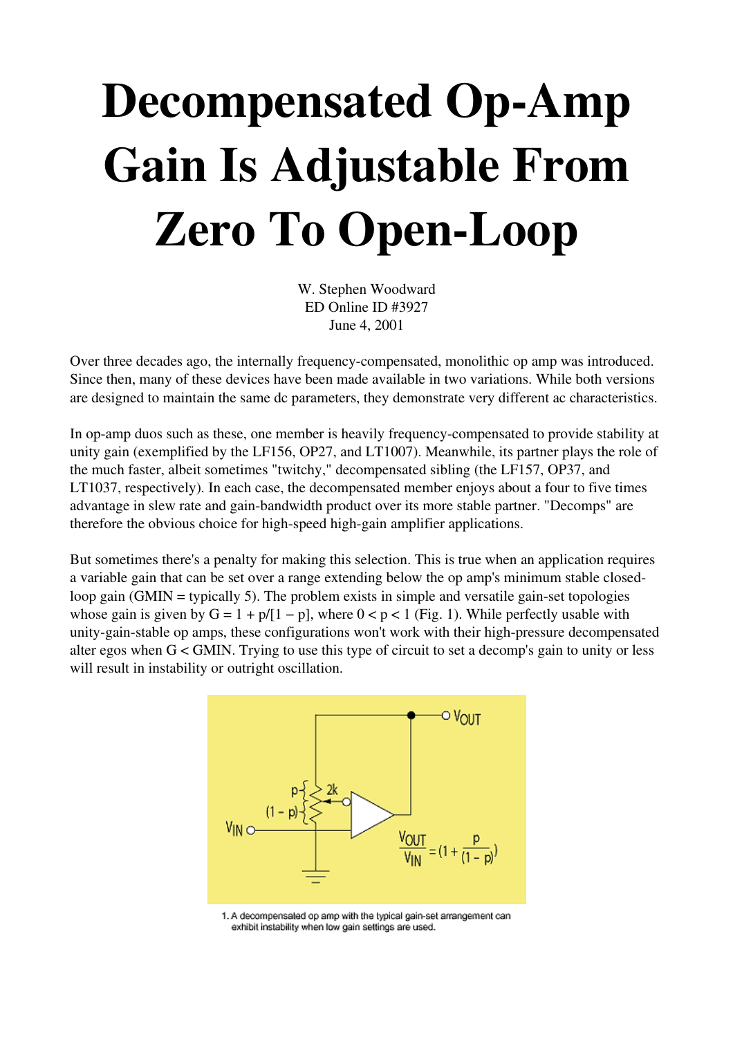# Decompensated Op-Amp Gain Is Adjustable From Zero To Open-Loop

W. Stephen Woodward
ED Online ID #3927
June 4, 2001

Over three decades ago, the internally frequency-compensated, monolithic op amp was introduced. Since then, many of these devices have been made available in two variations. While both versions are designed to maintain the same dc parameters, they demonstrate very different ac characteristics.

In op-amp duos such as these, one member is heavily frequency-compensated to provide stability at unity gain (exemplified by the LF156, OP27, and LT1007). Meanwhile, its partner plays the role of the much faster, albeit sometimes "twitchy," decompensated sibling (the LF157, OP37, and LT1037, respectively). In each case, the decompensated member enjoys about a four to five times advantage in slew rate and gain-bandwidth product over its more stable partner. "Decomps" are therefore the obvious choice for high-speed high-gain amplifier applications.

But sometimes there's a penalty for making this selection. This is true when an application requires a variable gain that can be set over a range extending below the op amp's minimum stable closed-loop gain (GMIN = typically 5). The problem exists in simple and versatile gain-set topologies whose gain is given by $G = 1 + p/[1 - p]$, where $0 < p < 1$ (Fig. 1). While perfectly usable with unity-gain-stable op amps, these configurations won't work with their high-pressure decompensated alter egos when G < GMIN. Trying to use this type of circuit to set a decomp's gain to unity or less will result in instability or outright oscillation.

$$\frac{V_{OUT}}{V_{IN}} = \left(1 + \frac{p}{(1 - p)}\right)$$

1. A decompensated op amp with the typical gain-set arrangement can exhibit instability when low gain settings are used.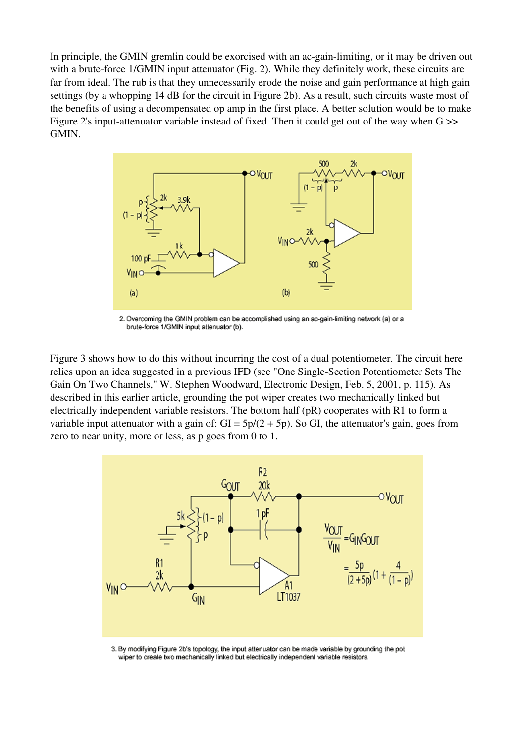In principle, the GMIN gremlin could be exorcised with an ac-gain-limiting, or it may be driven out with a brute-force 1/GMIN input attenuator (Fig. 2). While they definitely work, these circuits are far from ideal. The rub is that they unnecessarily erode the noise and gain performance at high gain settings (by a whopping 14 dB for the circuit in Figure 2b). As a result, such circuits waste most of the benefits of using a decompensated op amp in the first place. A better solution would be to make Figure 2's input-attenuator variable instead of fixed. Then it could get out of the way when G >> GMIN.

2. Overcoming the GMIN problem can be accomplished using an ac-gain-limiting network (a) or a brute-force 1/GMIN input attenuator (b).

Figure 3 shows how to do this without incurring the cost of a dual potentiometer. The circuit here relies upon an idea suggested in a previous IFD (see "One Single-Section Potentiometer Sets The Gain On Two Channels," W. Stephen Woodward, Electronic Design, Feb. 5, 2001, p. 115). As described in this earlier article, grounding the pot wiper creates two mechanically linked but electrically independent variable resistors. The bottom half (pR) cooperates with R1 to form a variable input attenuator with a gain of: GI = 5p/(2 + 5p). So GI, the attenuator's gain, goes from zero to near unity, more or less, as p goes from 0 to 1.

$$\frac{V_{OUT}}{V_{IN}} = G_{IN}G_{OUT} = \frac{5p}{(2+5p)}\left(1 + \frac{4}{(1-p)}\right)$$

3. By modifying Figure 2b's topology, the input attenuator can be made variable by grounding the pot wiper to create two mechanically linked but electrically independent variable resistors.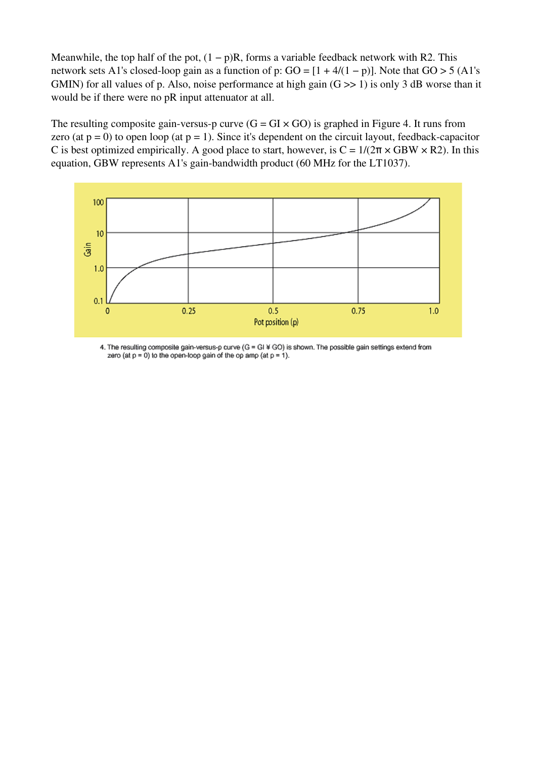Meanwhile, the top half of the pot, $(1 - p)R$, forms a variable feedback network with R2. This network sets A1's closed-loop gain as a function of p: $GO = [1 + 4/(1 - p)]$. Note that $GO > 5$ (A1's $G_{MIN}$) for all values of p. Also, noise performance at high gain ($G >> 1$) is only 3 dB worse than it would be if there were no pR input attenuator at all.

The resulting composite gain-versus-p curve ($G = GI \times GO$) is graphed in Figure 4. It runs from zero (at $p = 0$) to open loop (at $p = 1$). Since it's dependent on the circuit layout, feedback-capacitor C is best optimized empirically. A good place to start, however, is $C = 1/(2\pi \times GBW \times R2)$. In this equation, GBW represents A1's gain-bandwidth product (60 MHz for the LT1037).

Gain

100

10

1.0

0.1

0

0.25

0.5

0.75

1.0

Pot position (p)

4. The resulting composite gain-versus-p curve (G = GI ¥ GO) is shown. The possible gain settings extend from zero (at p = 0) to the open-loop gain of the op amp (at p = 1).